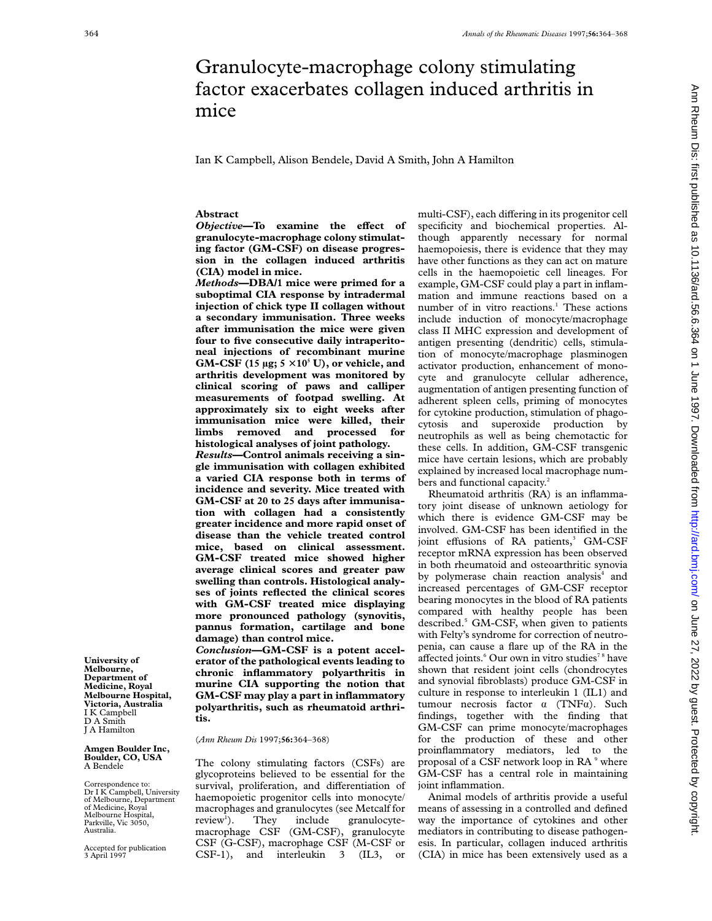# Granulocyte-macrophage colony stimulating factor exacerbates collagen induced arthritis in mice

Ian K Campbell, Alison Bendele, David A Smith, John A Hamilton

## Abstract

***Objective*—To examine the effect of granulocyte-macrophage colony stimulating factor (GM-CSF) on disease progression in the collagen induced arthritis (CIA) model in mice.**

***Methods*—DBA/1 mice were primed for a suboptimal CIA response by intradermal injection of chick type II collagen without a secondary immunisation. Three weeks after immunisation the mice were given four to five consecutive daily intraperitoneal injections of recombinant murine GM-CSF (15 µg; $5 \times 10^5$ U), or vehicle, and arthritis development was monitored by clinical scoring of paws and calliper measurements of footpad swelling. At approximately six to eight weeks after immunisation mice were killed, their limbs removed and processed for histological analyses of joint pathology.**

***Results*—Control animals receiving a single immunisation with collagen exhibited a varied CIA response both in terms of incidence and severity. Mice treated with GM-CSF at 20 to 25 days after immunisation with collagen had a consistently greater incidence and more rapid onset of disease than the vehicle treated control mice, based on clinical assessment. GM-CSF treated mice showed higher average clinical scores and greater paw swelling than controls. Histological analyses of joints reflected the clinical scores with GM-CSF treated mice displaying more pronounced pathology (synovitis, pannus formation, cartilage and bone damage) than control mice.**

***Conclusion*—GM-CSF is a potent accelerator of the pathological events leading to chronic inflammatory polyarthritis in murine CIA supporting the notion that GM-CSF may play a part in inflammatory polyarthritis, such as rheumatoid arthritis.**

(*Ann Rheum Dis* 1997;**56**:364–368)

**University of Melbourne, Department of Medicine, Royal Melbourne Hospital, Victoria, Australia**
I K Campbell
D A Smith
J A Hamilton

**Amgen Boulder Inc, Boulder, CO, USA**
A Bendele

Correspondence to: Dr I K Campbell, University of Melbourne, Department of Medicine, Royal Melbourne Hospital, Parkville, Vic 3050, Australia.

Accepted for publication 3 April 1997

The colony stimulating factors (CSFs) are glycoproteins believed to be essential for the survival, proliferation, and differentiation of haemopoietic progenitor cells into monocyte/macrophages and granulocytes (see Metcalf for review[1]). They include granulocyte-macrophage CSF (GM-CSF), granulocyte CSF (G-CSF), macrophage CSF (M-CSF or CSF-1), and interleukin 3 (IL3, or multi-CSF), each differing in its progenitor cell specificity and biochemical properties. Although apparently necessary for normal haemopoiesis, there is evidence that they may have other functions as they can act on mature cells in the haemopoietic cell lineages. For example, GM-CSF could play a part in inflammation and immune reactions based on a number of in vitro reactions.[1] These actions include induction of monocyte/macrophage class II MHC expression and development of antigen presenting (dendritic) cells, stimulation of monocyte/macrophage plasminogen activator production, enhancement of monocyte and granulocyte cellular adherence, augmentation of antigen presenting function of adherent spleen cells, priming of monocytes for cytokine production, stimulation of phagocytosis and superoxide production by neutrophils as well as being chemotactic for these cells. In addition, GM-CSF transgenic mice have certain lesions, which are probably explained by increased local macrophage numbers and functional capacity.[2]

Rheumatoid arthritis (RA) is an inflammatory joint disease of unknown aetiology for which there is evidence GM-CSF may be involved. GM-CSF has been identified in the joint effusions of RA patients,[3] GM-CSF receptor mRNA expression has been observed in both rheumatoid and osteoarthritic synovia by polymerase chain reaction analysis[4] and increased percentages of GM-CSF receptor bearing monocytes in the blood of RA patients compared with healthy people has been described.[5] GM-CSF, when given to patients with Felty's syndrome for correction of neutropenia, can cause a flare up of the RA in the affected joints.[6] Our own in vitro studies[7,8] have shown that resident joint cells (chondrocytes and synovial fibroblasts) produce GM-CSF in culture in response to interleukin 1 (IL1) and tumour necrosis factor α (TNFα). Such findings, together with the finding that GM-CSF can prime monocyte/macrophages for the production of these and other proinflammatory mediators, led to the proposal of a CSF network loop in RA[9] where GM-CSF has a central role in maintaining joint inflammation.

Animal models of arthritis provide a useful means of assessing in a controlled and defined way the importance of cytokines and other mediators in contributing to disease pathogenesis. In particular, collagen induced arthritis (CIA) in mice has been extensively used as a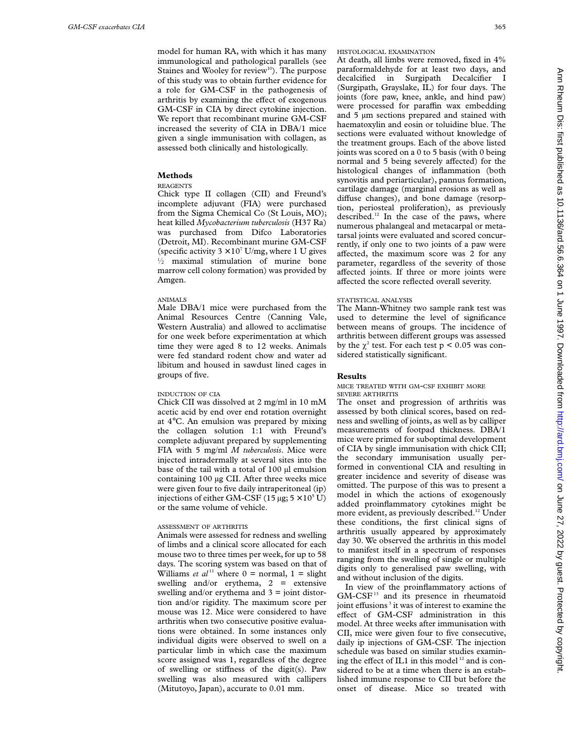model for human RA, with which it has many immunological and pathological parallels (see Staines and Wooley for review[10]). The purpose of this study was to obtain further evidence for a role for GM-CSF in the pathogenesis of arthritis by examining the effect of exogenous GM-CSF in CIA by direct cytokine injection. We report that recombinant murine GM-CSF increased the severity of CIA in DBA/1 mice given a single immunisation with collagen, as assessed both clinically and histologically.

## Methods

### REAGENTS

Chick type II collagen (CII) and Freund's incomplete adjuvant (FIA) were purchased from the Sigma Chemical Co (St Louis, MO); heat killed *Mycobacterium tuberculosis* (H37 Ra) was purchased from Difco Laboratories (Detroit, MI). Recombinant murine GM-CSF (specific activity $3 \times 10^7$ U/mg, where 1 U gives $\frac{1}{2}$ maximal stimulation of murine bone marrow cell colony formation) was provided by Amgen.

### ANIMALS

Male DBA/1 mice were purchased from the Animal Resources Centre (Canning Vale, Western Australia) and allowed to acclimatise for one week before experimentation at which time they were aged 8 to 12 weeks. Animals were fed standard rodent chow and water ad libitum and housed in sawdust lined cages in groups of five.

### INDUCTION OF CIA

Chick CII was dissolved at 2 mg/ml in 10 mM acetic acid by end over end rotation overnight at 4°C. An emulsion was prepared by mixing the collagen solution 1:1 with Freund's complete adjuvant prepared by supplementing FIA with 5 mg/ml *M tuberculosis*. Mice were injected intradermally at several sites into the base of the tail with a total of 100 µl emulsion containing 100 µg CII. After three weeks mice were given four to five daily intraperitoneal (ip) injections of either GM-CSF (15 µg; $5 \times 10^5$ U) or the same volume of vehicle.

### ASSESSMENT OF ARTHRITIS

Animals were assessed for redness and swelling of limbs and a clinical score allocated for each mouse two to three times per week, for up to 58 days. The scoring system was based on that of Williams *et al*[11] where 0 = normal, 1 = slight swelling and/or erythema, 2 = extensive swelling and/or erythema and 3 = joint distortion and/or rigidity. The maximum score per mouse was 12. Mice were considered to have arthritis when two consecutive positive evaluations were obtained. In some instances only individual digits were observed to swell on a particular limb in which case the maximum score assigned was 1, regardless of the degree of swelling or stiffness of the digit(s). Paw swelling was also measured with callipers (Mitutoyo, Japan), accurate to 0.01 mm.

### HISTOLOGICAL EXAMINATION

At death, all limbs were removed, fixed in 4% paraformaldehyde for at least two days, and decalcified in Surgipath Decalcifier I (Surgipath, Grayslake, IL) for four days. The joints (fore paw, knee, ankle, and hind paw) were processed for paraffin wax embedding and 5 µm sections prepared and stained with haematoxylin and eosin or toluidine blue. The sections were evaluated without knowledge of the treatment groups. Each of the above listed joints was scored on a 0 to 5 basis (with 0 being normal and 5 being severely affected) for the histological changes of inflammation (both synovitis and periarticular), pannus formation, cartilage damage (marginal erosions as well as diffuse changes), and bone damage (resorption, periosteal proliferation), as previously described.[12] In the case of the paws, where numerous phalangeal and metacarpal or metatarsal joints were evaluated and scored concurrently, if only one to two joints of a paw were affected, the maximum score was 2 for any parameter, regardless of the severity of those affected joints. If three or more joints were affected the score reflected overall severity.

### STATISTICAL ANALYSIS

The Mann-Whitney two sample rank test was used to determine the level of significance between means of groups. The incidence of arthritis between different groups was assessed by the $\chi^2$ test. For each test $p < 0.05$ was considered statistically significant.

## Results

### MICE TREATED WITH GM-CSF EXHIBIT MORE SEVERE ARTHRITIS

The onset and progression of arthritis was assessed by both clinical scores, based on redness and swelling of joints, as well as by calliper measurements of footpad thickness. DBA/1 mice were primed for suboptimal development of CIA by single immunisation with chick CII; the secondary immunisation usually performed in conventional CIA and resulting in greater incidence and severity of disease was omitted. The purpose of this was to present a model in which the actions of exogenously added proinflammatory cytokines might be more evident, as previously described.[12] Under these conditions, the first clinical signs of arthritis usually appeared by approximately day 30. We observed the arthritis in this model to manifest itself in a spectrum of responses ranging from the swelling of single or multiple digits only to generalised paw swelling, with and without inclusion of the digits.

In view of the proinflammatory actions of GM-CSF[13] and its presence in rheumatoid joint effusions[3] it was of interest to examine the effect of GM-CSF administration in this model. At three weeks after immunisation with CII, mice were given four to five consecutive, daily ip injections of GM-CSF. The injection schedule was based on similar studies examining the effect of IL1 in this model[12] and is considered to be at a time when there is an established immune response to CII but before the onset of disease. Mice so treated with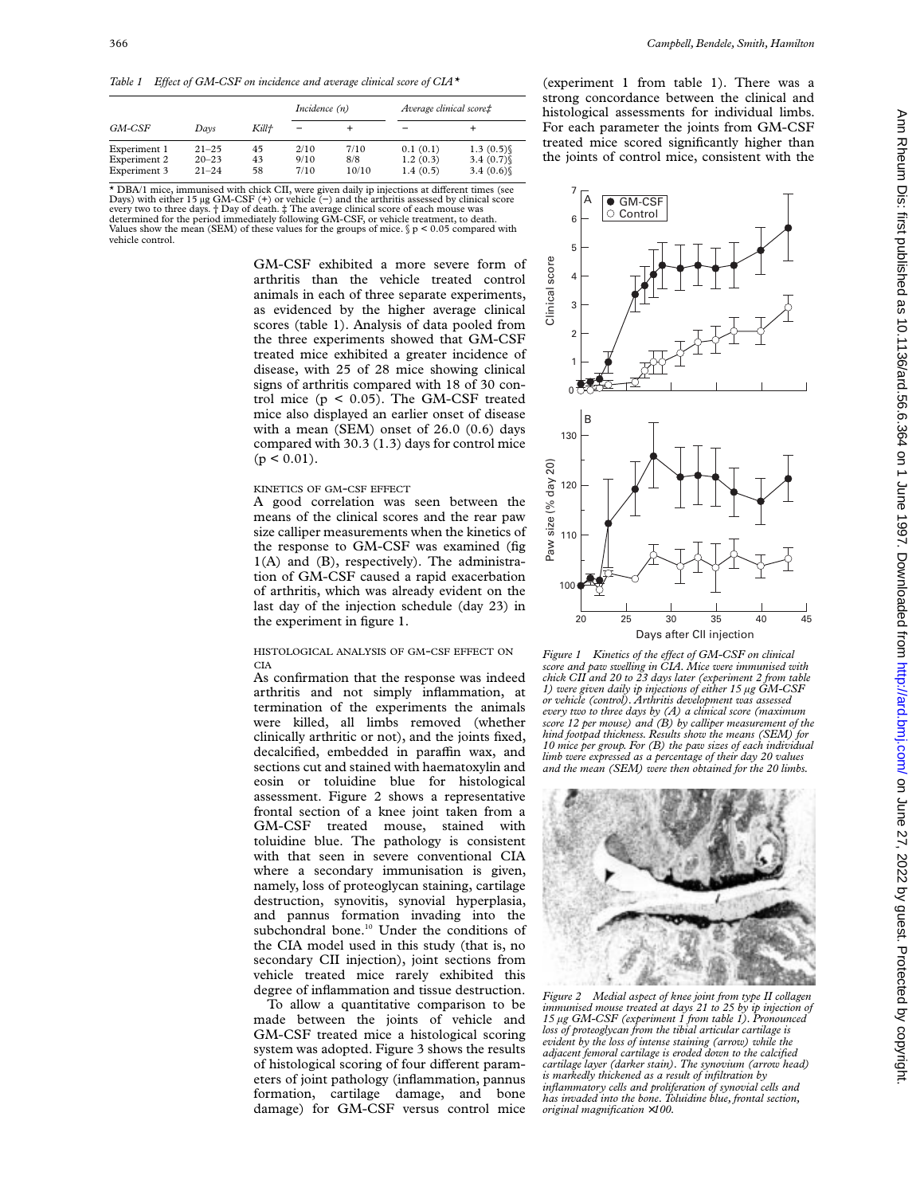*Table 1 Effect of GM-CSF on incidence and average clinical score of CIA**

| GM-CSF | Days | Kill† | Incidence (n) | | Average clinical score‡ | |
|---|---|---|---|---|---|---|
| | | | − | + | − | + |
| Experiment 1 | 21–25 | 45 | 2/10 | 7/10 | 0.1 (0.1) | 1.3 (0.5)§ |
| Experiment 2 | 20–23 | 43 | 9/10 | 8/8 | 1.2 (0.3) | 3.4 (0.7)§ |
| Experiment 3 | 21–24 | 58 | 7/10 | 10/10 | 1.4 (0.5) | 3.4 (0.6)§ |

* DBA/1 mice, immunised with chick CII, were given daily ip injections at different times (see Days) with either 15 μg GM-CSF (+) or vehicle (−) and the arthritis assessed by clinical score every two to three days. † Day of death. ‡ The average clinical score of each mouse was determined for the period immediately following GM-CSF, or vehicle treatment, to death. Values show the mean (SEM) of these values for the groups of mice. § $p < 0.05$ compared with vehicle control.

GM-CSF exhibited a more severe form of arthritis than the vehicle treated control animals in each of three separate experiments, as evidenced by the higher average clinical scores (table 1). Analysis of data pooled from the three experiments showed that GM-CSF treated mice exhibited a greater incidence of disease, with 25 of 28 mice showing clinical signs of arthritis compared with 18 of 30 control mice ($p < 0.05$). The GM-CSF treated mice also displayed an earlier onset of disease with a mean (SEM) onset of 26.0 (0.6) days compared with 30.3 (1.3) days for control mice ($p < 0.01$).

### KINETICS OF GM-CSF EFFECT

A good correlation was seen between the means of the clinical scores and the rear paw size calliper measurements when the kinetics of the response to GM-CSF was examined (fig 1(A) and (B), respectively). The administration of GM-CSF caused a rapid exacerbation of arthritis, which was already evident on the last day of the injection schedule (day 23) in the experiment in figure 1.

### HISTOLOGICAL ANALYSIS OF GM-CSF EFFECT ON CIA

As confirmation that the response was indeed arthritis and not simply inflammation, at termination of the experiments the animals were killed, all limbs removed (whether clinically arthritic or not), and the joints fixed, decalcified, embedded in paraffin wax, and sections cut and stained with haematoxylin and eosin or toluidine blue for histological assessment. Figure 2 shows a representative frontal section of a knee joint taken from a GM-CSF treated mouse, stained with toluidine blue. The pathology is consistent with that seen in severe conventional CIA where a secondary immunisation is given, namely, loss of proteoglycan staining, cartilage destruction, synovitis, synovial hyperplasia, and pannus formation invading into the subchondral bone.[10] Under the conditions of the CIA model used in this study (that is, no secondary CII injection), joint sections from vehicle treated mice rarely exhibited this degree of inflammation and tissue destruction.

To allow a quantitative comparison to be made between the joints of vehicle and GM-CSF treated mice a histological scoring system was adopted. Figure 3 shows the results of histological scoring of four different parameters of joint pathology (inflammation, pannus formation, cartilage damage, and bone damage) for GM-CSF versus control mice (experiment 1 from table 1). There was a strong concordance between the clinical and histological assessments for individual limbs. For each parameter the joints from GM-CSF treated mice scored significantly higher than the joints of control mice, consistent with the

*Figure 1 Kinetics of the effect of GM-CSF on clinical score and paw swelling in CIA. Mice were immunised with chick CII and 20 to 23 days later (experiment 2 from table 1) were given daily ip injections of either 15 μg GM-CSF or vehicle (control). Arthritis development was assessed every two to three days by (A) a clinical score (maximum score 12 per mouse) and (B) by calliper measurement of the hind footpad thickness. Results show the means (SEM) for 10 mice per group. For (B) the paw sizes of each individual limb were expressed as a percentage of their day 20 values and the mean (SEM) were then obtained for the 20 limbs.*

*Figure 2 Medial aspect of knee joint from type II collagen immunised mouse treated at days 21 to 25 by ip injection of 15 μg GM-CSF (experiment 1 from table 1). Pronounced loss of proteoglycan from the tibial articular cartilage is evident by the loss of intense staining (arrow) while the adjacent femoral cartilage is eroded down to the calcified cartilage layer (darker stain). The synovium (arrow head) is markedly thickened as a result of infiltration by inflammatory cells and proliferation of synovial cells and has invaded into the bone. Toluidine blue, frontal section, original magnification ×100.*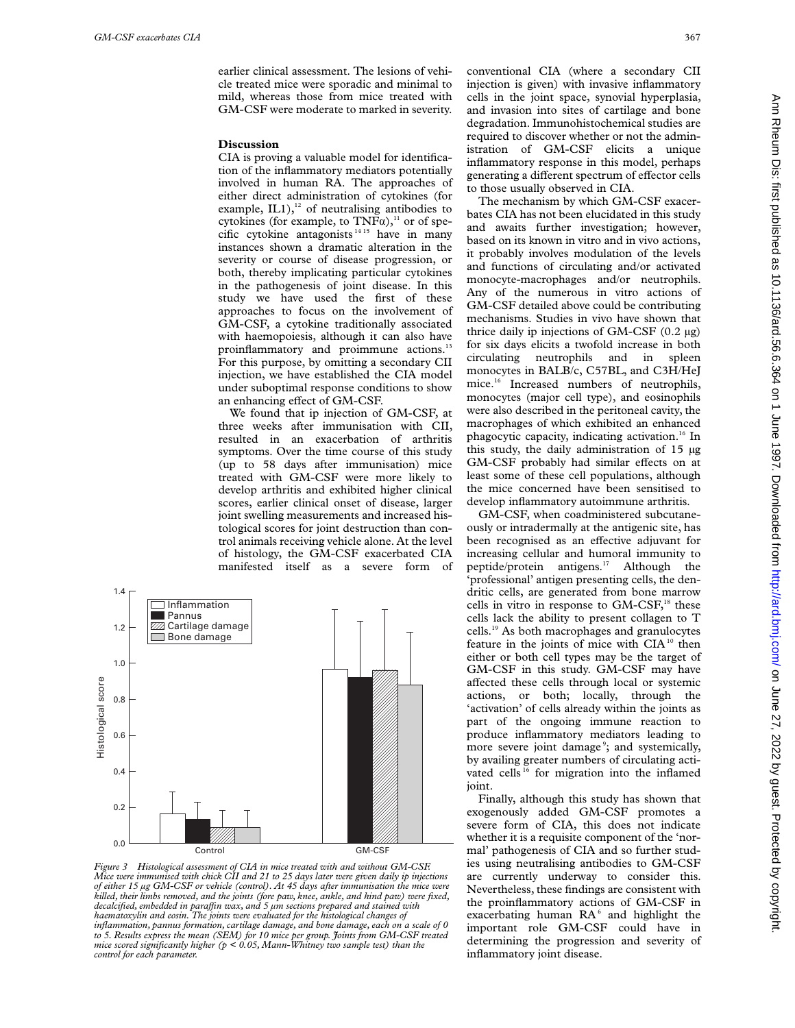earlier clinical assessment. The lesions of vehicle treated mice were sporadic and minimal to mild, whereas those from mice treated with GM-CSF were moderate to marked in severity.

## Discussion

CIA is proving a valuable model for identification of the inflammatory mediators potentially involved in human RA. The approaches of either direct administration of cytokines (for example, IL1),[12] of neutralising antibodies to cytokines (for example, to TNFα),[11] or of specific cytokine antagonists[14 15] have in many instances shown a dramatic alteration in the severity or course of disease progression, or both, thereby implicating particular cytokines in the pathogenesis of joint disease. In this study we have used the first of these approaches to focus on the involvement of GM-CSF, a cytokine traditionally associated with haemopoiesis, although it can also have proinflammatory and proimmune actions.[13] For this purpose, by omitting a secondary CII injection, we have established the CIA model under suboptimal response conditions to show an enhancing effect of GM-CSF.

We found that ip injection of GM-CSF, at three weeks after immunisation with CII, resulted in an exacerbation of arthritis symptoms. Over the time course of this study (up to 58 days after immunisation) mice treated with GM-CSF were more likely to develop arthritis and exhibited higher clinical scores, earlier clinical onset of disease, larger joint swelling measurements and increased histological scores for joint destruction than control animals receiving vehicle alone. At the level of histology, the GM-CSF exacerbated CIA manifested itself as a severe form of conventional CIA (where a secondary CII injection is given) with invasive inflammatory cells in the joint space, synovial hyperplasia, and invasion into sites of cartilage and bone degradation. Immunohistochemical studies are required to discover whether or not the administration of GM-CSF elicits a unique inflammatory response in this model, perhaps generating a different spectrum of effector cells to those usually observed in CIA.

The mechanism by which GM-CSF exacerbates CIA has not been elucidated in this study and awaits further investigation; however, based on its known in vitro and in vivo actions, it probably involves modulation of the levels and functions of circulating and/or activated monocyte-macrophages and/or neutrophils. Any of the numerous in vitro actions of GM-CSF detailed above could be contributing mechanisms. Studies in vivo have shown that thrice daily ip injections of GM-CSF (0.2 μg) for six days elicits a twofold increase in both circulating neutrophils and in spleen monocytes in BALB/c, C57BL, and C3H/HeJ mice.[16] Increased numbers of neutrophils, monocytes (major cell type), and eosinophils were also described in the peritoneal cavity, the macrophages of which exhibited an enhanced phagocytic capacity, indicating activation.[16] In this study, the daily administration of 15 μg GM-CSF probably had similar effects on at least some of these cell populations, although the mice concerned have been sensitised to develop inflammatory autoimmune arthritis.

GM-CSF, when coadministered subcutaneously or intradermally at the antigenic site, has been recognised as an effective adjuvant for increasing cellular and humoral immunity to peptide/protein antigens.[17] Although the 'professional' antigen presenting cells, the dendritic cells, are generated from bone marrow cells in vitro in response to GM-CSF,[18] these cells lack the ability to present collagen to T cells.[19] As both macrophages and granulocytes feature in the joints of mice with CIA[10] then either or both cell types may be the target of GM-CSF in this study. GM-CSF may have affected these cells through local or systemic actions, or both; locally, through the 'activation' of cells already within the joints as part of the ongoing immune reaction to produce inflammatory mediators leading to more severe joint damage[9]; and systemically, by availing greater numbers of circulating activated cells[16] for migration into the inflamed joint.

Finally, although this study has shown that exogenously added GM-CSF promotes a severe form of CIA, this does not indicate whether it is a requisite component of the 'normal' pathogenesis of CIA and so further studies using neutralising antibodies to GM-CSF are currently underway to consider this. Nevertheless, these findings are consistent with the proinflammatory actions of GM-CSF in exacerbating human RA[6] and highlight the important role GM-CSF could have in determining the progression and severity of inflammatory joint disease.

*Figure 3 Histological assessment of CIA in mice treated with and without GM-CSF. Mice were immunised with chick CII and 21 to 25 days later were given daily ip injections of either 15 μg GM-CSF or vehicle (control). At 45 days after immunisation the mice were killed, their limbs removed, and the joints (fore paw, knee, ankle, and hind paw) were fixed, decalcified, embedded in paraffin wax, and 5 μm sections prepared and stained with haematoxylin and eosin. The joints were evaluated for the histological changes of inflammation, pannus formation, cartilage damage, and bone damage, each on a scale of 0 to 5. Results express the mean (SEM) for 10 mice per group. Joints from GM-CSF treated mice scored significantly higher ($p < 0.05$, Mann-Whitney two sample test) than the control for each parameter.*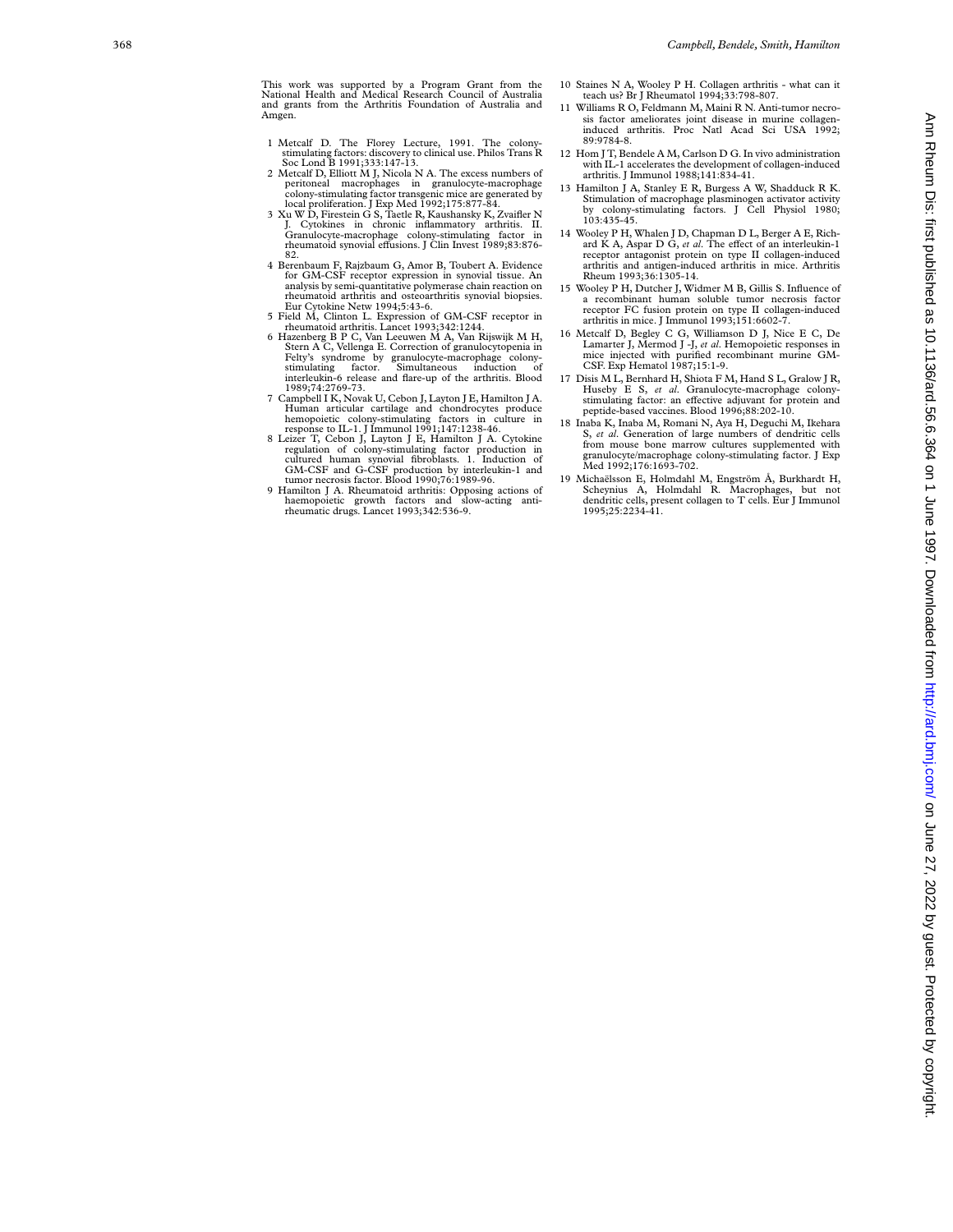This work was supported by a Program Grant from the National Health and Medical Research Council of Australia and grants from the Arthritis Foundation of Australia and Amgen.

1. Metcalf D. The Florey Lecture, 1991. The colony-stimulating factors: discovery to clinical use. Philos Trans R Soc Lond B 1991;333:147-13.
2. Metcalf D, Elliott M J, Nicola N A. The excess numbers of peritoneal macrophages in granulocyte-macrophage colony-stimulating factor transgenic mice are generated by local proliferation. J Exp Med 1992;175:877-84.
3. Xu W D, Firestein G S, Taetle R, Kaushansky K, Zvaifler N J. Cytokines in chronic inflammatory arthritis. II. Granulocyte-macrophage colony-stimulating factor in rheumatoid synovial effusions. J Clin Invest 1989;83:876-82.
4. Berenbaum F, Rajzbaum G, Amor B, Toubert A. Evidence for GM-CSF receptor expression in synovial tissue. An analysis by semi-quantitative polymerase chain reaction on rheumatoid arthritis and osteoarthritis synovial biopsies. Eur Cytokine Netw 1994;5:43-6.
5. Field M, Clinton L. Expression of GM-CSF receptor in rheumatoid arthritis. Lancet 1993;342:1244.
6. Hazenberg B P C, Van Leeuwen M A, Van Rijswijk M H, Stern A C, Vellenga E. Correction of granulocytopenia in Felty's syndrome by granulocyte-macrophage colony-stimulating factor. Simultaneous induction of interleukin-6 release and flare-up of the arthritis. Blood 1989;74:2769-73.
7. Campbell I K, Novak U, Cebon J, Layton J E, Hamilton J A. Human articular cartilage and chondrocytes produce hemopoietic colony-stimulating factors in culture in response to IL-1. J Immunol 1991;147:1238-46.
8. Leizer T, Cebon J, Layton J E, Hamilton J A. Cytokine regulation of colony-stimulating factor production in cultured human synovial fibroblasts. 1. Induction of GM-CSF and G-CSF production by interleukin-1 and tumor necrosis factor. Blood 1990;76:1989-96.
9. Hamilton J A. Rheumatoid arthritis: Opposing actions of haemopoietic growth factors and slow-acting anti-rheumatic drugs. Lancet 1993;342:536-9.
10. Staines N A, Wooley P H. Collagen arthritis - what can it teach us? Br J Rheumatol 1994;33:798-807.
11. Williams R O, Feldmann M, Maini R N. Anti-tumor necrosis factor ameliorates joint disease in murine collagen-induced arthritis. Proc Natl Acad Sci USA 1992; 89:9784-8.
12. Hom J T, Bendele A M, Carlson D G. In vivo administration with IL-1 accelerates the development of collagen-induced arthritis. J Immunol 1988;141:834-41.
13. Hamilton J A, Stanley E R, Burgess A W, Shadduck R K. Stimulation of macrophage plasminogen activator activity by colony-stimulating factors. J Cell Physiol 1980; 103:435-45.
14. Wooley P H, Whalen J D, Chapman D L, Berger A E, Richard K A, Aspar D G, *et al*. The effect of an interleukin-1 receptor antagonist protein on type II collagen-induced arthritis and antigen-induced arthritis in mice. Arthritis Rheum 1993;36:1305-14.
15. Wooley P H, Dutcher J, Widmer M B, Gillis S. Influence of a recombinant human soluble tumor necrosis factor receptor FC fusion protein on type II collagen-induced arthritis in mice. J Immunol 1993;151:6602-7.
16. Metcalf D, Begley C G, Williamson D J, Nice E C, De Lamarter J, Mermod J -J, *et al*. Hemopoietic responses in mice injected with purified recombinant murine GM-CSF. Exp Hematol 1987;15:1-9.
17. Disis M L, Bernhard H, Shiota F M, Hand S L, Gralow J R, Huseby E S, *et al*. Granulocyte-macrophage colony-stimulating factor: an effective adjuvant for protein and peptide-based vaccines. Blood 1996;88:202-10.
18. Inaba K, Inaba M, Romani N, Aya H, Deguchi M, Ikehara S, *et al*. Generation of large numbers of dendritic cells from mouse bone marrow cultures supplemented with granulocyte/macrophage colony-stimulating factor. J Exp Med 1992;176:1693-702.
19. Michaëlsson E, Holmdahl M, Engström Å, Burkhardt H, Scheynius A, Holmdahl R. Macrophages, but not dendritic cells, present collagen to T cells. Eur J Immunol 1995;25:2234-41.